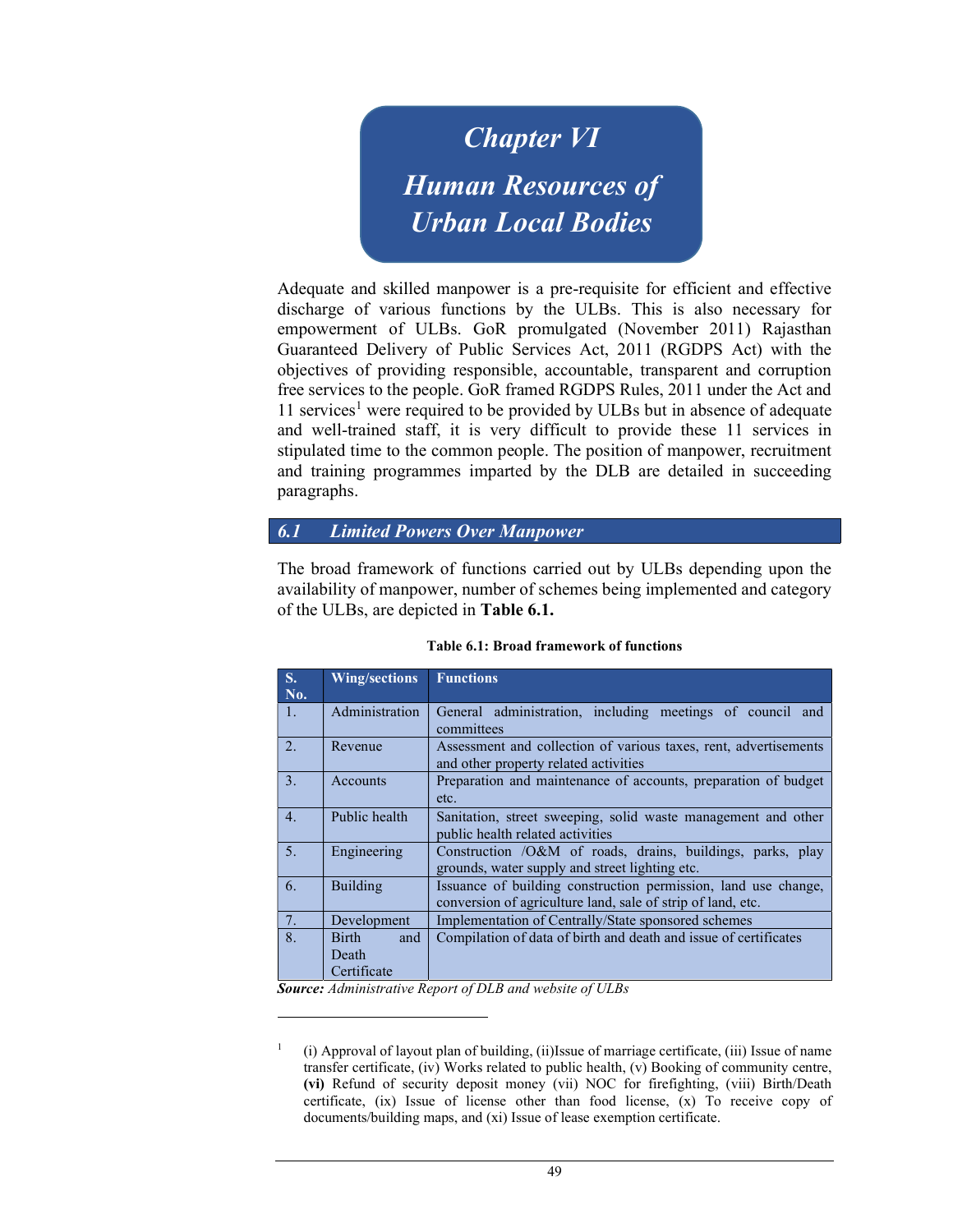# Chapter VI

# Human Resources of Urban Local Bodies

Adequate and skilled manpower is a pre-requisite for efficient and effective discharge of various functions by the ULBs. This is also necessary for empowerment of ULBs. GoR promulgated (November 2011) Rajasthan Guaranteed Delivery of Public Services Act, 2011 (RGDPS Act) with the objectives of providing responsible, accountable, transparent and corruption free services to the people. GoR framed RGDPS Rules, 2011 under the Act and 11 services[1] were required to be provided by ULBs but in absence of adequate and well-trained staff, it is very difficult to provide these 11 services in stipulated time to the common people. The position of manpower, recruitment and training programmes imparted by the DLB are detailed in succeeding paragraphs.

## 6.1 Limited Powers Over Manpower

The broad framework of functions carried out by ULBs depending upon the availability of manpower, number of schemes being implemented and category of the ULBs, are depicted in **Table 6.1.**

**Table 6.1: Broad framework of functions**

| S. No. | Wing/sections | Functions |
|---|---|---|
| 1. | Administration | General administration, including meetings of council and committees |
| 2. | Revenue | Assessment and collection of various taxes, rent, advertisements and other property related activities |
| 3. | Accounts | Preparation and maintenance of accounts, preparation of budget etc. |
| 4. | Public health | Sanitation, street sweeping, solid waste management and other public health related activities |
| 5. | Engineering | Construction /O&M of roads, drains, buildings, parks, play grounds, water supply and street lighting etc. |
| 6. | Building | Issuance of building construction permission, land use change, conversion of agriculture land, sale of strip of land, etc. |
| 7. | Development | Implementation of Centrally/State sponsored schemes |
| 8. | Birth and Death Certificate | Compilation of data of birth and death and issue of certificates |

***Source:*** *Administrative Report of DLB and website of ULBs*

---

[1] (i) Approval of layout plan of building, (ii)Issue of marriage certificate, (iii) Issue of name transfer certificate, (iv) Works related to public health, (v) Booking of community centre, **(vi)** Refund of security deposit money (vii) NOC for firefighting, (viii) Birth/Death certificate, (ix) Issue of license other than food license, (x) To receive copy of documents/building maps, and (xi) Issue of lease exemption certificate.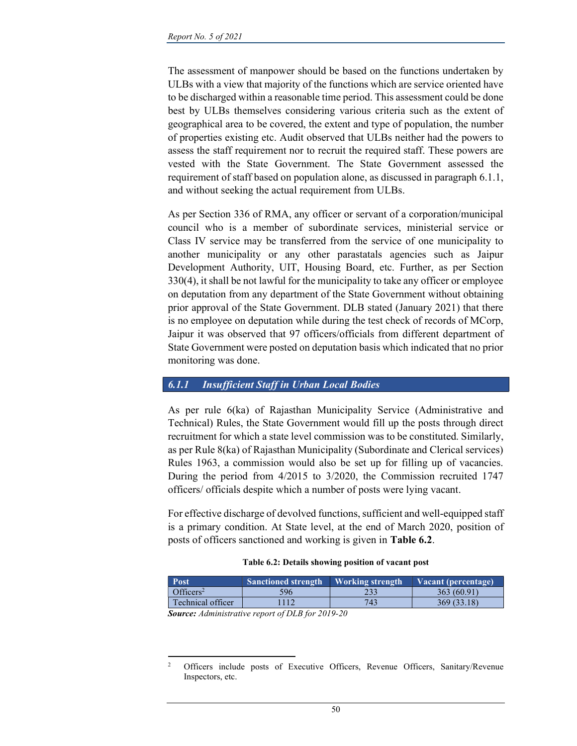The assessment of manpower should be based on the functions undertaken by ULBs with a view that majority of the functions which are service oriented have to be discharged within a reasonable time period. This assessment could be done best by ULBs themselves considering various criteria such as the extent of geographical area to be covered, the extent and type of population, the number of properties existing etc. Audit observed that ULBs neither had the powers to assess the staff requirement nor to recruit the required staff. These powers are vested with the State Government. The State Government assessed the requirement of staff based on population alone, as discussed in paragraph 6.1.1, and without seeking the actual requirement from ULBs.

As per Section 336 of RMA, any officer or servant of a corporation/municipal council who is a member of subordinate services, ministerial service or Class IV service may be transferred from the service of one municipality to another municipality or any other parastatals agencies such as Jaipur Development Authority, UIT, Housing Board, etc. Further, as per Section 330(4), it shall be not lawful for the municipality to take any officer or employee on deputation from any department of the State Government without obtaining prior approval of the State Government. DLB stated (January 2021) that there is no employee on deputation while during the test check of records of MCorp, Jaipur it was observed that 97 officers/officials from different department of State Government were posted on deputation basis which indicated that no prior monitoring was done.

### *6.1.1 Insufficient Staff in Urban Local Bodies*

As per rule 6(ka) of Rajasthan Municipality Service (Administrative and Technical) Rules, the State Government would fill up the posts through direct recruitment for which a state level commission was to be constituted. Similarly, as per Rule 8(ka) of Rajasthan Municipality (Subordinate and Clerical services) Rules 1963, a commission would also be set up for filling up of vacancies. During the period from 4/2015 to 3/2020, the Commission recruited 1747 officers/ officials despite which a number of posts were lying vacant.

For effective discharge of devolved functions, sufficient and well-equipped staff is a primary condition. At State level, at the end of March 2020, position of posts of officers sanctioned and working is given in **Table 6.2**.

**Table 6.2: Details showing position of vacant post**

| Post | Sanctioned strength | Working strength | Vacant (percentage) |
|---|---|---|---|
| Officers[2] | 596 | 233 | 363 (60.91) |
| Technical officer | 1112 | 743 | 369 (33.18) |

***Source:*** *Administrative report of DLB for 2019-20*

[2] Officers include posts of Executive Officers, Revenue Officers, Sanitary/Revenue Inspectors, etc.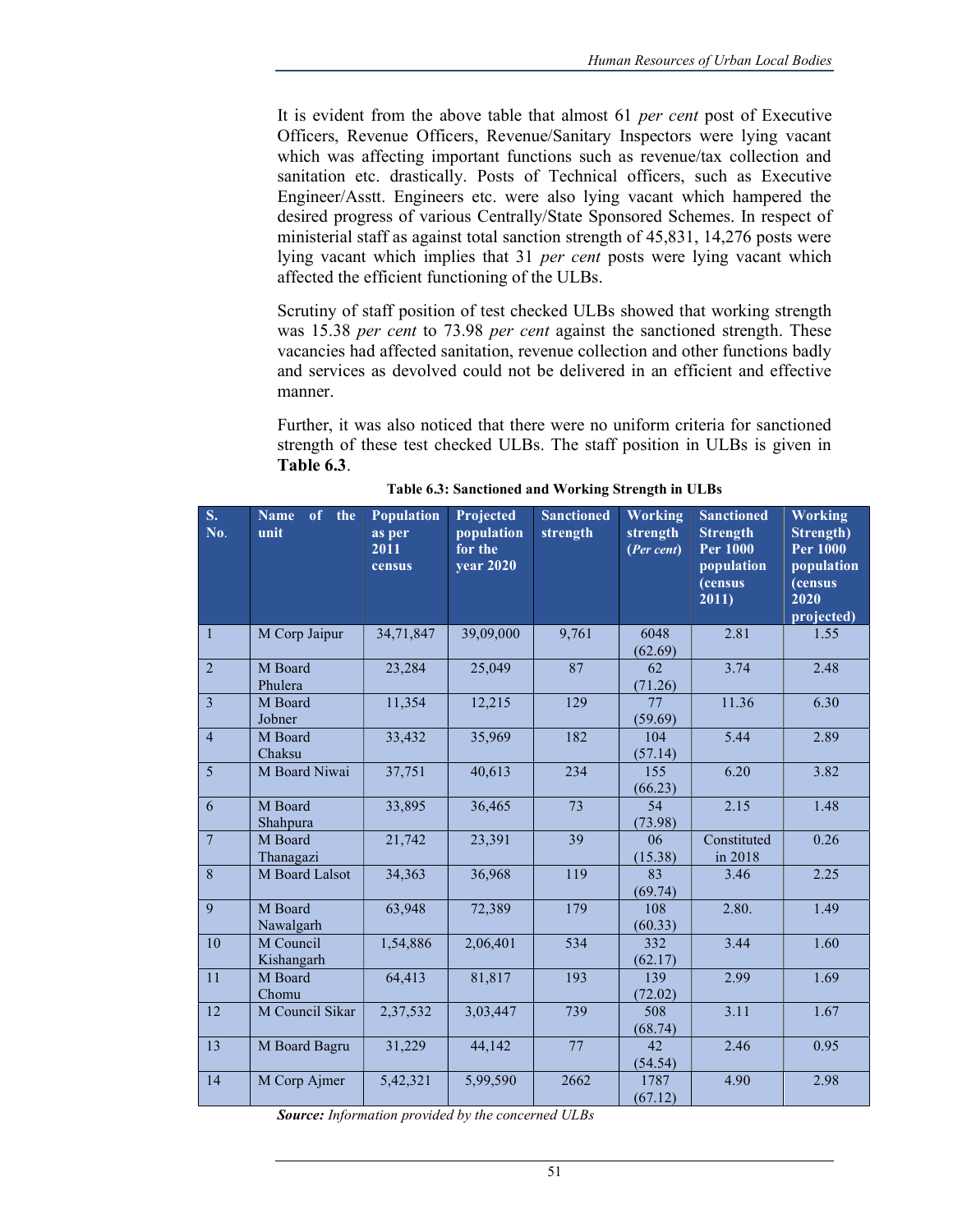It is evident from the above table that almost 61 *per cent* post of Executive Officers, Revenue Officers, Revenue/Sanitary Inspectors were lying vacant which was affecting important functions such as revenue/tax collection and sanitation etc. drastically. Posts of Technical officers, such as Executive Engineer/Asstt. Engineers etc. were also lying vacant which hampered the desired progress of various Centrally/State Sponsored Schemes. In respect of ministerial staff as against total sanction strength of 45,831, 14,276 posts were lying vacant which implies that 31 *per cent* posts were lying vacant which affected the efficient functioning of the ULBs.

Scrutiny of staff position of test checked ULBs showed that working strength was 15.38 *per cent* to 73.98 *per cent* against the sanctioned strength. These vacancies had affected sanitation, revenue collection and other functions badly and services as devolved could not be delivered in an efficient and effective manner.

Further, it was also noticed that there were no uniform criteria for sanctioned strength of these test checked ULBs. The staff position in ULBs is given in **Table 6.3**.

**Table 6.3: Sanctioned and Working Strength in ULBs**

| S. No. | Name of the unit | Population as per 2011 census | Projected population for the year 2020 | Sanctioned strength | Working strength (*Per cent*) | Sanctioned Strength Per 1000 population (census 2011) | Working Strength) Per 1000 population (census 2020 projected) |
|---|---|---|---|---|---|---|---|
| 1 | M Corp Jaipur | 34,71,847 | 39,09,000 | 9,761 | 6048 (62.69) | 2.81 | 1.55 |
| 2 | M Board Phulera | 23,284 | 25,049 | 87 | 62 (71.26) | 3.74 | 2.48 |
| 3 | M Board Jobner | 11,354 | 12,215 | 129 | 77 (59.69) | 11.36 | 6.30 |
| 4 | M Board Chaksu | 33,432 | 35,969 | 182 | 104 (57.14) | 5.44 | 2.89 |
| 5 | M Board Niwai | 37,751 | 40,613 | 234 | 155 (66.23) | 6.20 | 3.82 |
| 6 | M Board Shahpura | 33,895 | 36,465 | 73 | 54 (73.98) | 2.15 | 1.48 |
| 7 | M Board Thanagazi | 21,742 | 23,391 | 39 | 06 (15.38) | Constituted in 2018 | 0.26 |
| 8 | M Board Lalsot | 34,363 | 36,968 | 119 | 83 (69.74) | 3.46 | 2.25 |
| 9 | M Board Nawalgarh | 63,948 | 72,389 | 179 | 108 (60.33) | 2.80. | 1.49 |
| 10 | M Council Kishangarh | 1,54,886 | 2,06,401 | 534 | 332 (62.17) | 3.44 | 1.60 |
| 11 | M Board Chomu | 64,413 | 81,817 | 193 | 139 (72.02) | 2.99 | 1.69 |
| 12 | M Council Sikar | 2,37,532 | 3,03,447 | 739 | 508 (68.74) | 3.11 | 1.67 |
| 13 | M Board Bagru | 31,229 | 44,142 | 77 | 42 (54.54) | 2.46 | 0.95 |
| 14 | M Corp Ajmer | 5,42,321 | 5,99,590 | 2662 | 1787 (67.12) | 4.90 | 2.98 |

***Source:*** *Information provided by the concerned ULBs*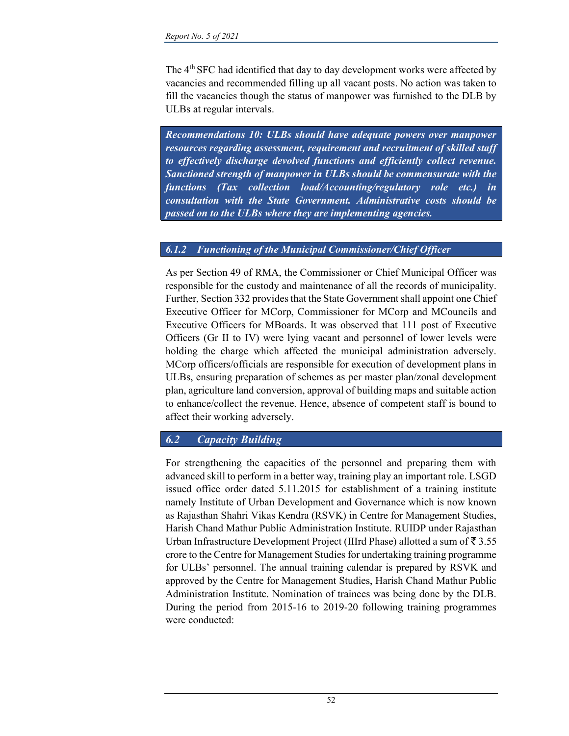The 4th SFC had identified that day to day development works were affected by vacancies and recommended filling up all vacant posts. No action was taken to fill the vacancies though the status of manpower was furnished to the DLB by ULBs at regular intervals.

> ***Recommendations 10: ULBs should have adequate powers over manpower resources regarding assessment, requirement and recruitment of skilled staff to effectively discharge devolved functions and efficiently collect revenue. Sanctioned strength of manpower in ULBs should be commensurate with the functions (Tax collection load/Accounting/regulatory role etc.) in consultation with the State Government. Administrative costs should be passed on to the ULBs where they are implementing agencies.***

### *6.1.2 Functioning of the Municipal Commissioner/Chief Officer*

As per Section 49 of RMA, the Commissioner or Chief Municipal Officer was responsible for the custody and maintenance of all the records of municipality. Further, Section 332 provides that the State Government shall appoint one Chief Executive Officer for MCorp, Commissioner for MCorp and MCouncils and Executive Officers for MBoards. It was observed that 111 post of Executive Officers (Gr II to IV) were lying vacant and personnel of lower levels were holding the charge which affected the municipal administration adversely. MCorp officers/officials are responsible for execution of development plans in ULBs, ensuring preparation of schemes as per master plan/zonal development plan, agriculture land conversion, approval of building maps and suitable action to enhance/collect the revenue. Hence, absence of competent staff is bound to affect their working adversely.

## *6.2 Capacity Building*

For strengthening the capacities of the personnel and preparing them with advanced skill to perform in a better way, training play an important role. LSGD issued office order dated 5.11.2015 for establishment of a training institute namely Institute of Urban Development and Governance which is now known as Rajasthan Shahri Vikas Kendra (RSVK) in Centre for Management Studies, Harish Chand Mathur Public Administration Institute. RUIDP under Rajasthan Urban Infrastructure Development Project (IIIrd Phase) allotted a sum of ₹ 3.55 crore to the Centre for Management Studies for undertaking training programme for ULBs' personnel. The annual training calendar is prepared by RSVK and approved by the Centre for Management Studies, Harish Chand Mathur Public Administration Institute. Nomination of trainees was being done by the DLB. During the period from 2015-16 to 2019-20 following training programmes were conducted: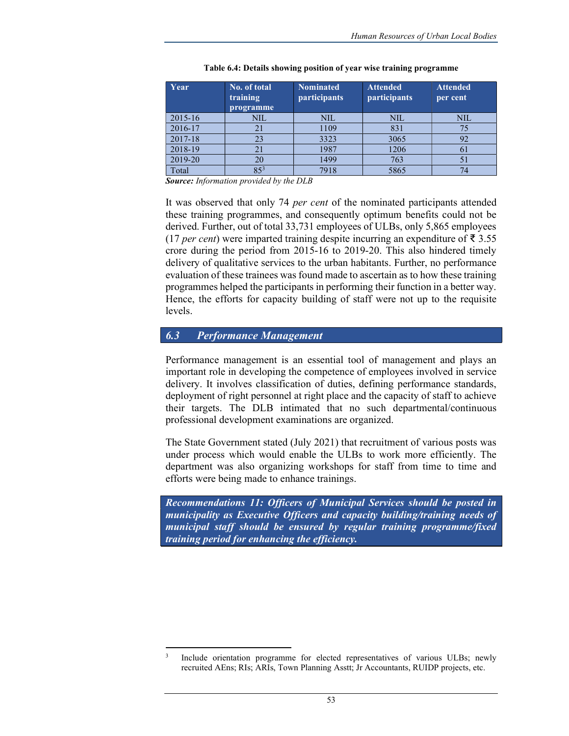**Table 6.4: Details showing position of year wise training programme**

| Year | No. of total training programme | Nominated participants | Attended participants | Attended per cent |
|---|---|---|---|---|
| 2015-16 | NIL | NIL | NIL | NIL |
| 2016-17 | 21 | 1109 | 831 | 75 |
| 2017-18 | 23 | 3323 | 3065 | 92 |
| 2018-19 | 21 | 1987 | 1206 | 61 |
| 2019-20 | 20 | 1499 | 763 | 51 |
| Total | 85[3] | 7918 | 5865 | 74 |

***Source:*** *Information provided by the DLB*

It was observed that only 74 *per cent* of the nominated participants attended these training programmes, and consequently optimum benefits could not be derived. Further, out of total 33,731 employees of ULBs, only 5,865 employees (17 *per cent*) were imparted training despite incurring an expenditure of ₹ 3.55 crore during the period from 2015-16 to 2019-20. This also hindered timely delivery of qualitative services to the urban habitants. Further, no performance evaluation of these trainees was found made to ascertain as to how these training programmes helped the participants in performing their function in a better way. Hence, the efforts for capacity building of staff were not up to the requisite levels.

## *6.3 Performance Management*

Performance management is an essential tool of management and plays an important role in developing the competence of employees involved in service delivery. It involves classification of duties, defining performance standards, deployment of right personnel at right place and the capacity of staff to achieve their targets. The DLB intimated that no such departmental/continuous professional development examinations are organized.

The State Government stated (July 2021) that recruitment of various posts was under process which would enable the ULBs to work more efficiently. The department was also organizing workshops for staff from time to time and efforts were being made to enhance trainings.

***Recommendations 11: Officers of Municipal Services should be posted in municipality as Executive Officers and capacity building/training needs of municipal staff should be ensured by regular training programme/fixed training period for enhancing the efficiency.***

---

[3] Include orientation programme for elected representatives of various ULBs; newly recruited AEns; RIs; ARIs, Town Planning Asstt; Jr Accountants, RUIDP projects, etc.